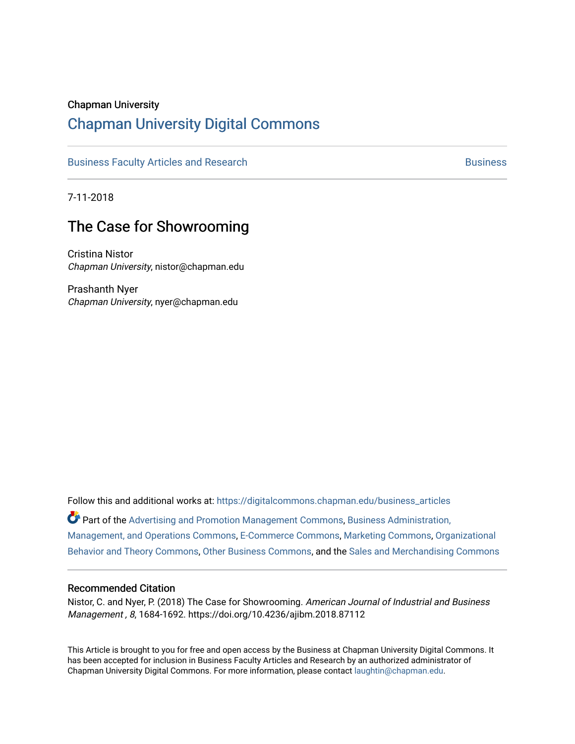Chapman University

# Chapman University Digital Commons

Business Faculty Articles and Research | Business

7-11-2018

## The Case for Showrooming

Cristina Nistor
*Chapman University*, nistor@chapman.edu

Prashanth Nyer
*Chapman University*, nyer@chapman.edu

Follow this and additional works at: https://digitalcommons.chapman.edu/business_articles

Part of the Advertising and Promotion Management Commons, Business Administration, Management, and Operations Commons, E-Commerce Commons, Marketing Commons, Organizational Behavior and Theory Commons, Other Business Commons, and the Sales and Merchandising Commons

### Recommended Citation

Nistor, C. and Nyer, P. (2018) The Case for Showrooming. *American Journal of Industrial and Business Management , 8*, 1684-1692. https://doi.org/10.4236/ajibm.2018.87112

This Article is brought to you for free and open access by the Business at Chapman University Digital Commons. It has been accepted for inclusion in Business Faculty Articles and Research by an authorized administrator of Chapman University Digital Commons. For more information, please contact laughtin@chapman.edu.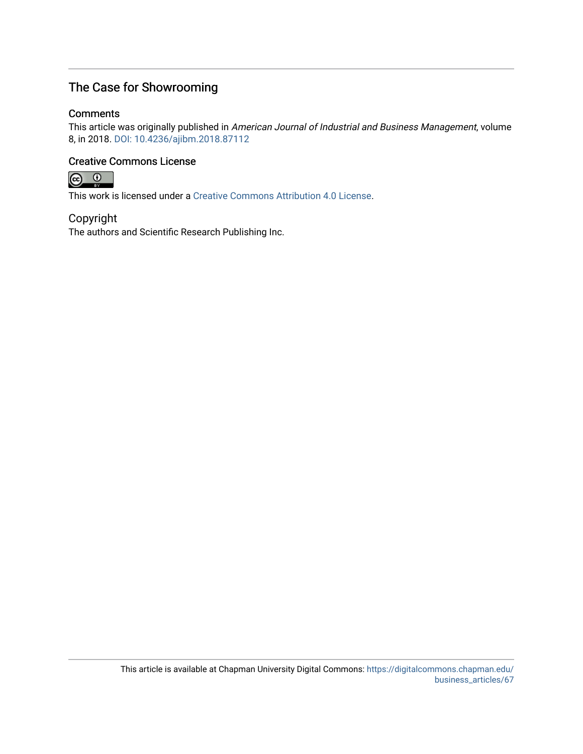## The Case for Showrooming

### Comments

This article was originally published in *American Journal of Industrial and Business Management*, volume 8, in 2018. DOI: 10.4236/ajibm.2018.87112

### Creative Commons License

This work is licensed under a Creative Commons Attribution 4.0 License.

### Copyright

The authors and Scientific Research Publishing Inc.

This article is available at Chapman University Digital Commons: https://digitalcommons.chapman.edu/business_articles/67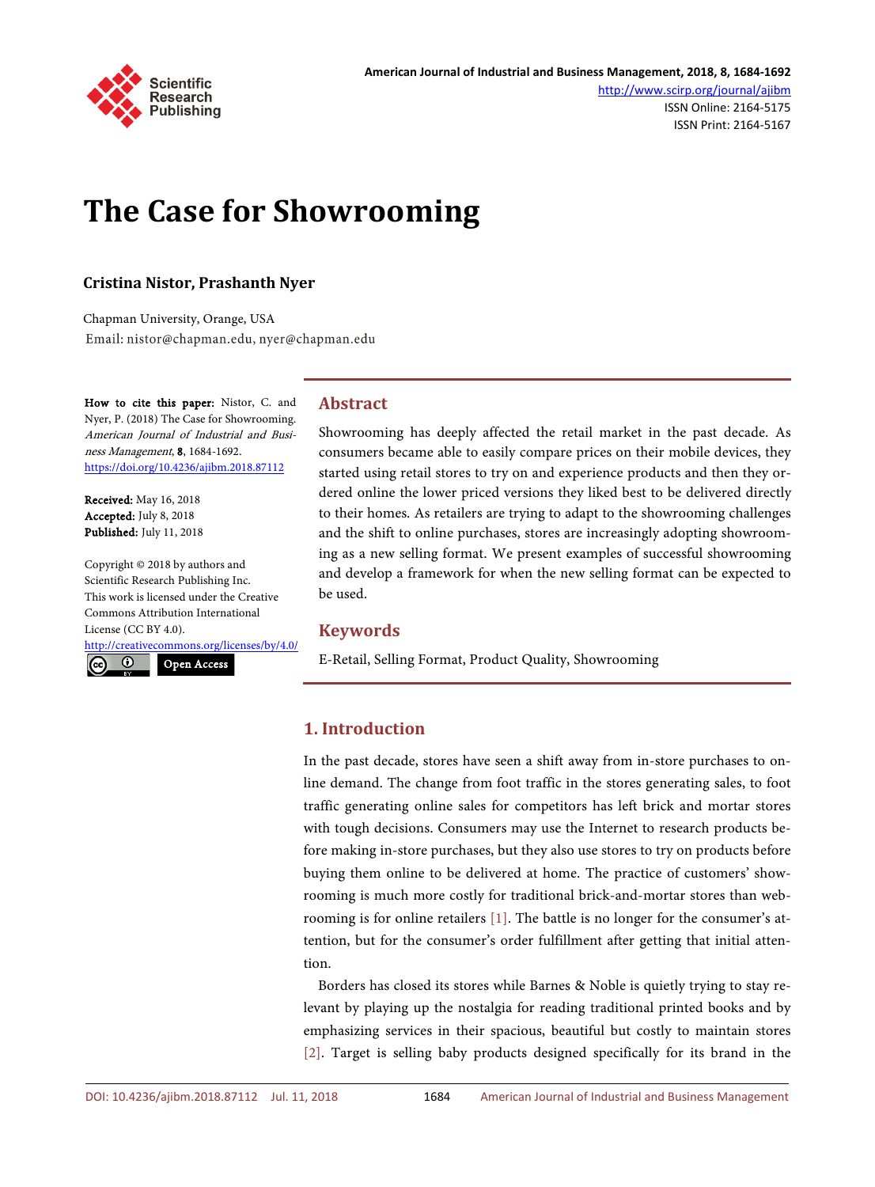# The Case for Showrooming

**Cristina Nistor, Prashanth Nyer**

Chapman University, Orange, USA
Email: nistor@chapman.edu, nyer@chapman.edu

**How to cite this paper:** Nistor, C. and Nyer, P. (2018) The Case for Showrooming. *American Journal of Industrial and Business Management*, **8**, 1684-1692.
https://doi.org/10.4236/ajibm.2018.87112

**Received:** May 16, 2018
**Accepted:** July 8, 2018
**Published:** July 11, 2018

Copyright © 2018 by authors and Scientific Research Publishing Inc.
This work is licensed under the Creative Commons Attribution International License (CC BY 4.0).
http://creativecommons.org/licenses/by/4.0/
Open Access

## Abstract

Showrooming has deeply affected the retail market in the past decade. As consumers became able to easily compare prices on their mobile devices, they started using retail stores to try on and experience products and then they ordered online the lower priced versions they liked best to be delivered directly to their homes. As retailers are trying to adapt to the showrooming challenges and the shift to online purchases, stores are increasingly adopting showrooming as a new selling format. We present examples of successful showrooming and develop a framework for when the new selling format can be expected to be used.

## Keywords

E-Retail, Selling Format, Product Quality, Showrooming

## 1. Introduction

In the past decade, stores have seen a shift away from in-store purchases to online demand. The change from foot traffic in the stores generating sales, to foot traffic generating online sales for competitors has left brick and mortar stores with tough decisions. Consumers may use the Internet to research products before making in-store purchases, but they also use stores to try on products before buying them online to be delivered at home. The practice of customers' showrooming is much more costly for traditional brick-and-mortar stores than webrooming is for online retailers [1]. The battle is no longer for the consumer's attention, but for the consumer's order fulfillment after getting that initial attention.

Borders has closed its stores while Barnes & Noble is quietly trying to stay relevant by playing up the nostalgia for reading traditional printed books and by emphasizing services in their spacious, beautiful but costly to maintain stores [2]. Target is selling baby products designed specifically for its brand in the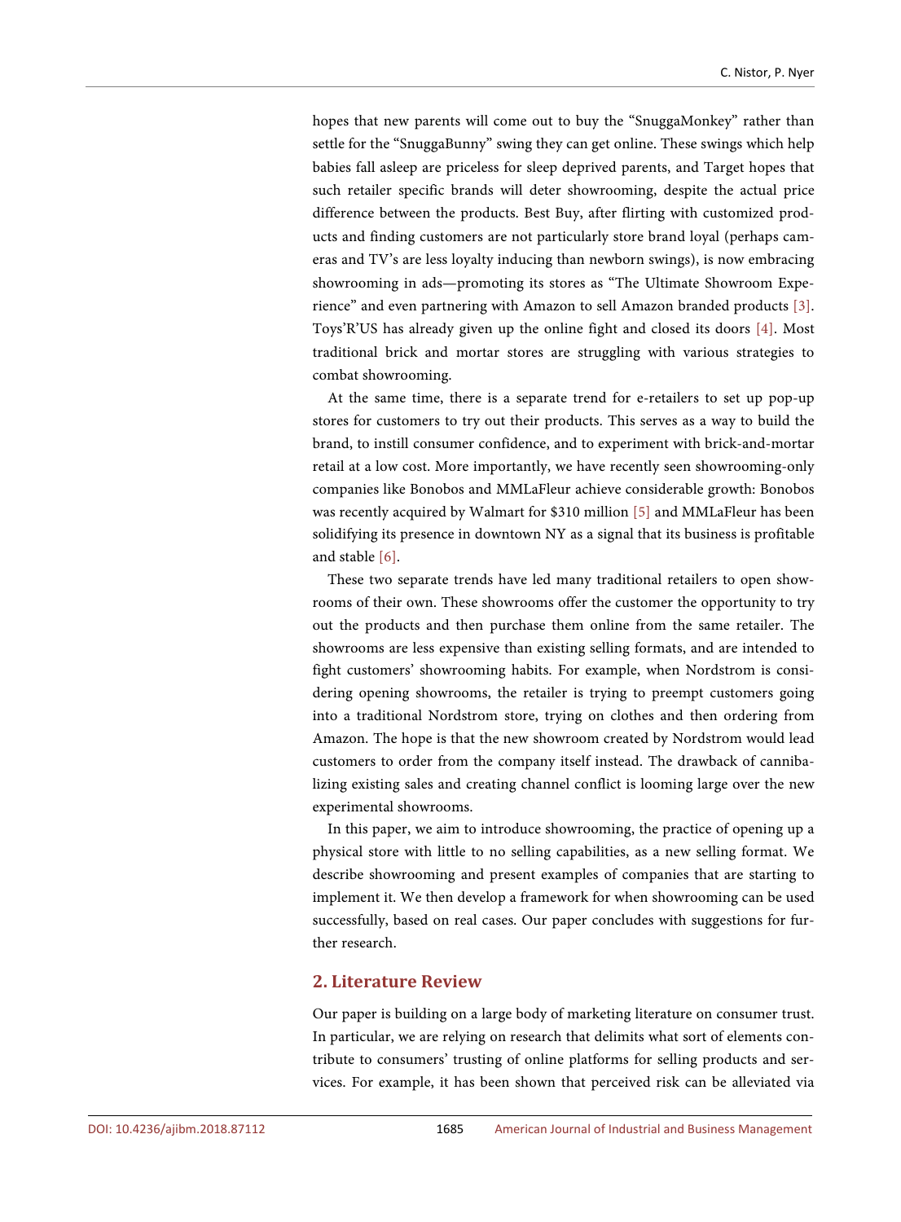hopes that new parents will come out to buy the "SnuggaMonkey" rather than settle for the "SnuggaBunny" swing they can get online. These swings which help babies fall asleep are priceless for sleep deprived parents, and Target hopes that such retailer specific brands will deter showrooming, despite the actual price difference between the products. Best Buy, after flirting with customized products and finding customers are not particularly store brand loyal (perhaps cameras and TV's are less loyalty inducing than newborn swings), is now embracing showrooming in ads—promoting its stores as "The Ultimate Showroom Experience" and even partnering with Amazon to sell Amazon branded products [3]. Toys'R'US has already given up the online fight and closed its doors [4]. Most traditional brick and mortar stores are struggling with various strategies to combat showrooming.

At the same time, there is a separate trend for e-retailers to set up pop-up stores for customers to try out their products. This serves as a way to build the brand, to instill consumer confidence, and to experiment with brick-and-mortar retail at a low cost. More importantly, we have recently seen showrooming-only companies like Bonobos and MMLaFleur achieve considerable growth: Bonobos was recently acquired by Walmart for $310 million [5] and MMLaFleur has been solidifying its presence in downtown NY as a signal that its business is profitable and stable [6].

These two separate trends have led many traditional retailers to open showrooms of their own. These showrooms offer the customer the opportunity to try out the products and then purchase them online from the same retailer. The showrooms are less expensive than existing selling formats, and are intended to fight customers' showrooming habits. For example, when Nordstrom is considering opening showrooms, the retailer is trying to preempt customers going into a traditional Nordstrom store, trying on clothes and then ordering from Amazon. The hope is that the new showroom created by Nordstrom would lead customers to order from the company itself instead. The drawback of cannibalizing existing sales and creating channel conflict is looming large over the new experimental showrooms.

In this paper, we aim to introduce showrooming, the practice of opening up a physical store with little to no selling capabilities, as a new selling format. We describe showrooming and present examples of companies that are starting to implement it. We then develop a framework for when showrooming can be used successfully, based on real cases. Our paper concludes with suggestions for further research.

## 2. Literature Review

Our paper is building on a large body of marketing literature on consumer trust. In particular, we are relying on research that delimits what sort of elements contribute to consumers' trusting of online platforms for selling products and services. For example, it has been shown that perceived risk can be alleviated via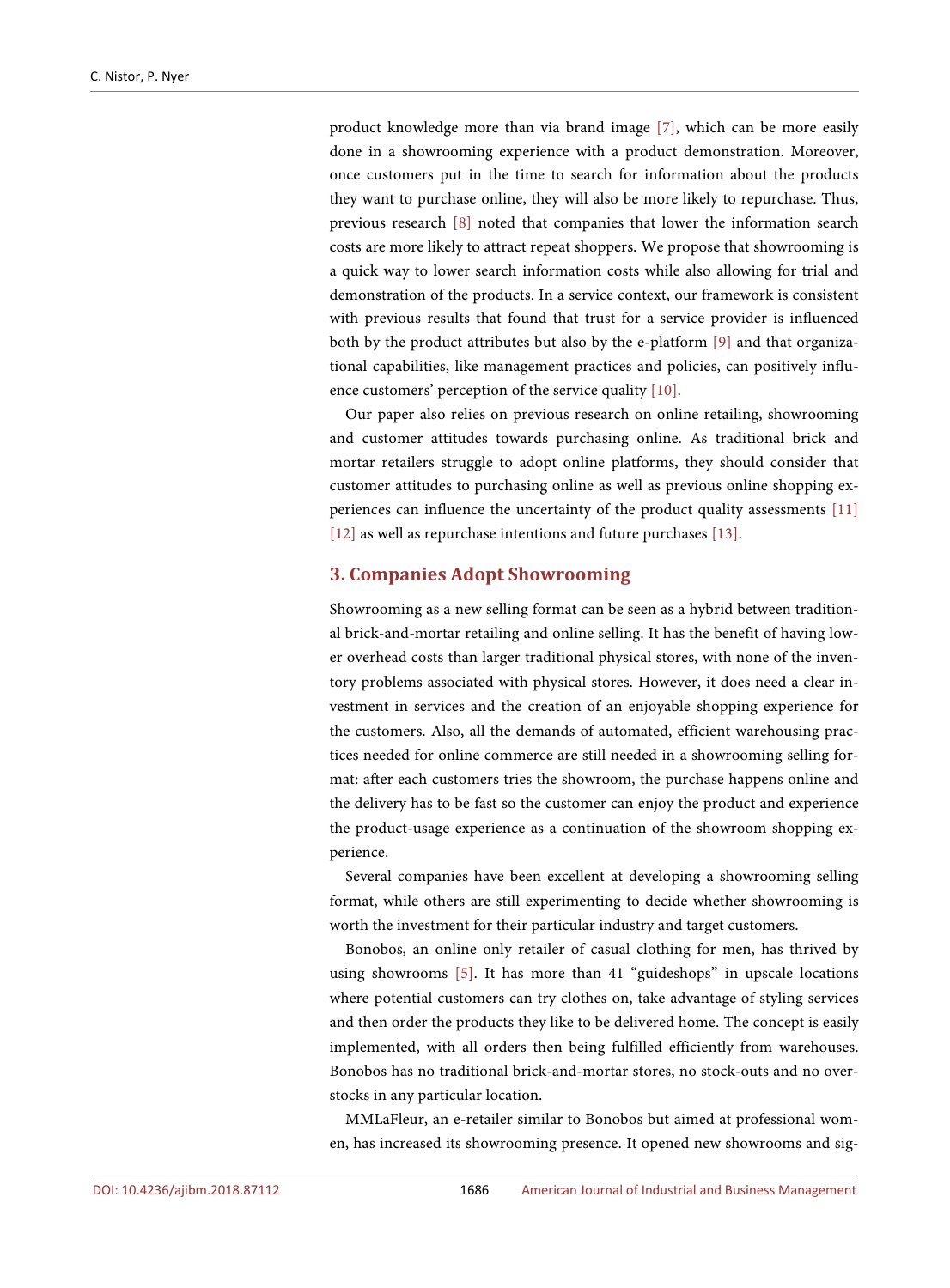product knowledge more than via brand image [7], which can be more easily done in a showrooming experience with a product demonstration. Moreover, once customers put in the time to search for information about the products they want to purchase online, they will also be more likely to repurchase. Thus, previous research [8] noted that companies that lower the information search costs are more likely to attract repeat shoppers. We propose that showrooming is a quick way to lower search information costs while also allowing for trial and demonstration of the products. In a service context, our framework is consistent with previous results that found that trust for a service provider is influenced both by the product attributes but also by the e-platform [9] and that organizational capabilities, like management practices and policies, can positively influence customers' perception of the service quality [10].

Our paper also relies on previous research on online retailing, showrooming and customer attitudes towards purchasing online. As traditional brick and mortar retailers struggle to adopt online platforms, they should consider that customer attitudes to purchasing online as well as previous online shopping experiences can influence the uncertainty of the product quality assessments [11] [12] as well as repurchase intentions and future purchases [13].

## 3. Companies Adopt Showrooming

Showrooming as a new selling format can be seen as a hybrid between traditional brick-and-mortar retailing and online selling. It has the benefit of having lower overhead costs than larger traditional physical stores, with none of the inventory problems associated with physical stores. However, it does need a clear investment in services and the creation of an enjoyable shopping experience for the customers. Also, all the demands of automated, efficient warehousing practices needed for online commerce are still needed in a showrooming selling format: after each customers tries the showroom, the purchase happens online and the delivery has to be fast so the customer can enjoy the product and experience the product-usage experience as a continuation of the showroom shopping experience.

Several companies have been excellent at developing a showrooming selling format, while others are still experimenting to decide whether showrooming is worth the investment for their particular industry and target customers.

Bonobos, an online only retailer of casual clothing for men, has thrived by using showrooms [5]. It has more than 41 "guideshops" in upscale locations where potential customers can try clothes on, take advantage of styling services and then order the products they like to be delivered home. The concept is easily implemented, with all orders then being fulfilled efficiently from warehouses. Bonobos has no traditional brick-and-mortar stores, no stock-outs and no overstocks in any particular location.

MMLaFleur, an e-retailer similar to Bonobos but aimed at professional women, has increased its showrooming presence. It opened new showrooms and sig-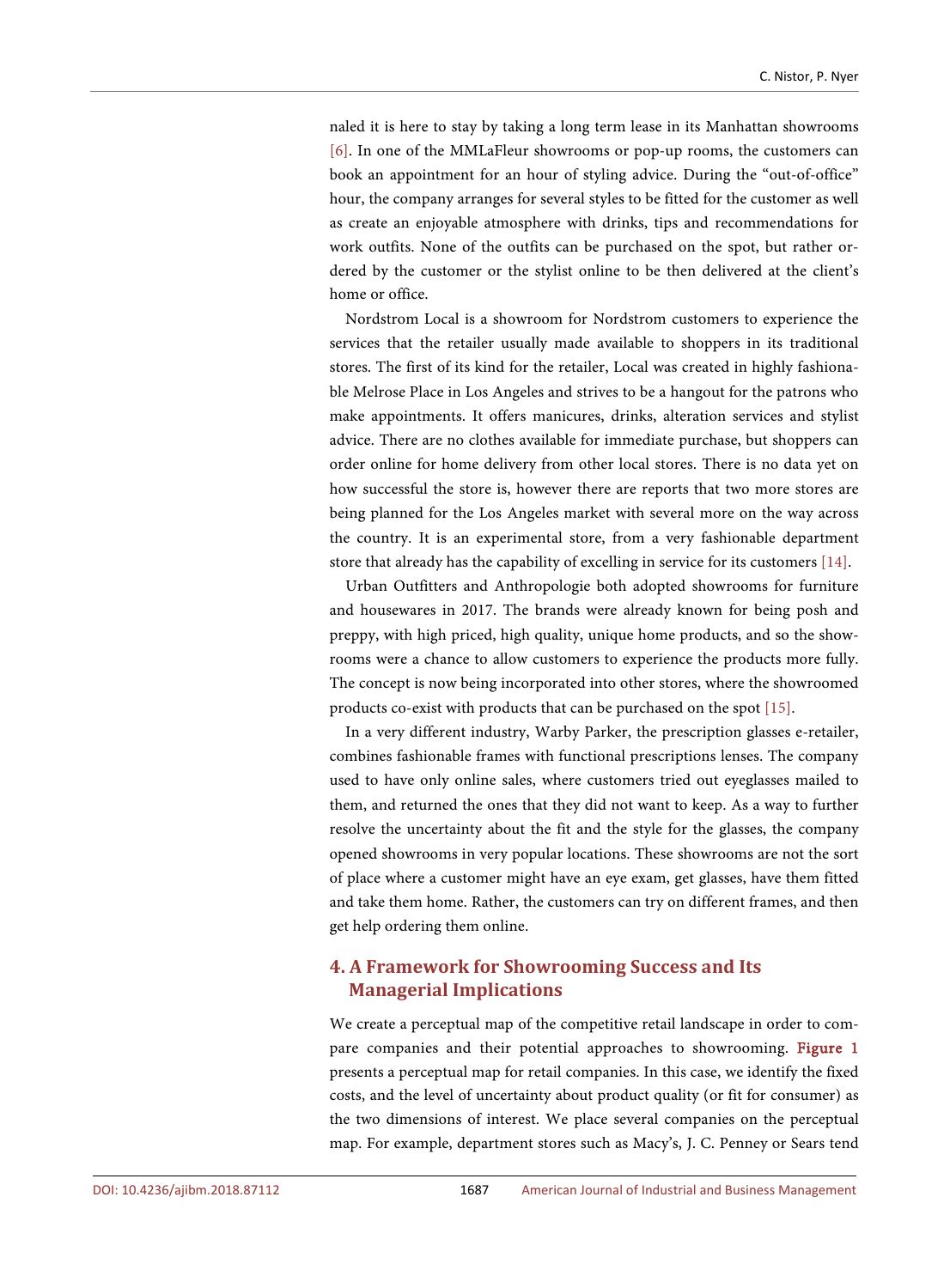naled it is here to stay by taking a long term lease in its Manhattan showrooms [6]. In one of the MMLaFleur showrooms or pop-up rooms, the customers can book an appointment for an hour of styling advice. During the "out-of-office" hour, the company arranges for several styles to be fitted for the customer as well as create an enjoyable atmosphere with drinks, tips and recommendations for work outfits. None of the outfits can be purchased on the spot, but rather ordered by the customer or the stylist online to be then delivered at the client's home or office.

Nordstrom Local is a showroom for Nordstrom customers to experience the services that the retailer usually made available to shoppers in its traditional stores. The first of its kind for the retailer, Local was created in highly fashionable Melrose Place in Los Angeles and strives to be a hangout for the patrons who make appointments. It offers manicures, drinks, alteration services and stylist advice. There are no clothes available for immediate purchase, but shoppers can order online for home delivery from other local stores. There is no data yet on how successful the store is, however there are reports that two more stores are being planned for the Los Angeles market with several more on the way across the country. It is an experimental store, from a very fashionable department store that already has the capability of excelling in service for its customers [14].

Urban Outfitters and Anthropologie both adopted showrooms for furniture and housewares in 2017. The brands were already known for being posh and preppy, with high priced, high quality, unique home products, and so the showrooms were a chance to allow customers to experience the products more fully. The concept is now being incorporated into other stores, where the showroomed products co-exist with products that can be purchased on the spot [15].

In a very different industry, Warby Parker, the prescription glasses e-retailer, combines fashionable frames with functional prescriptions lenses. The company used to have only online sales, where customers tried out eyeglasses mailed to them, and returned the ones that they did not want to keep. As a way to further resolve the uncertainty about the fit and the style for the glasses, the company opened showrooms in very popular locations. These showrooms are not the sort of place where a customer might have an eye exam, get glasses, have them fitted and take them home. Rather, the customers can try on different frames, and then get help ordering them online.

## 4. A Framework for Showrooming Success and Its Managerial Implications

We create a perceptual map of the competitive retail landscape in order to compare companies and their potential approaches to showrooming. **Figure 1** presents a perceptual map for retail companies. In this case, we identify the fixed costs, and the level of uncertainty about product quality (or fit for consumer) as the two dimensions of interest. We place several companies on the perceptual map. For example, department stores such as Macy's, J. C. Penney or Sears tend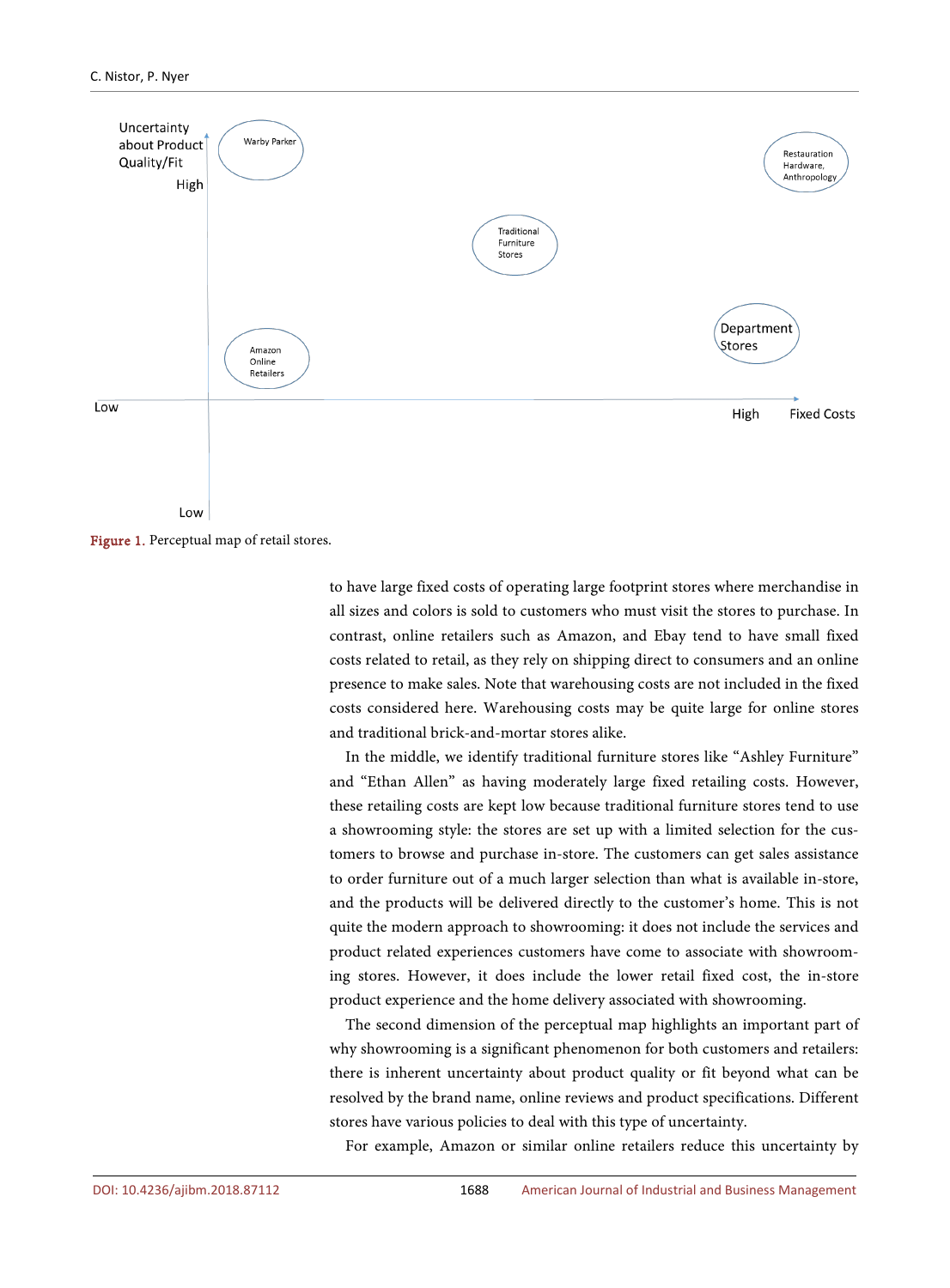Uncertainty about Product Quality/Fit

High

Low

Warby Parker

Restauration Hardware, Anthropology

Traditional Furniture Stores

Department Stores

Amazon Online Retailers

Low

High Fixed Costs

Figure 1. Perceptual map of retail stores.

to have large fixed costs of operating large footprint stores where merchandise in all sizes and colors is sold to customers who must visit the stores to purchase. In contrast, online retailers such as Amazon, and Ebay tend to have small fixed costs related to retail, as they rely on shipping direct to consumers and an online presence to make sales. Note that warehousing costs are not included in the fixed costs considered here. Warehousing costs may be quite large for online stores and traditional brick-and-mortar stores alike.

In the middle, we identify traditional furniture stores like "Ashley Furniture" and "Ethan Allen" as having moderately large fixed retailing costs. However, these retailing costs are kept low because traditional furniture stores tend to use a showrooming style: the stores are set up with a limited selection for the customers to browse and purchase in-store. The customers can get sales assistance to order furniture out of a much larger selection than what is available in-store, and the products will be delivered directly to the customer's home. This is not quite the modern approach to showrooming: it does not include the services and product related experiences customers have come to associate with showrooming stores. However, it does include the lower retail fixed cost, the in-store product experience and the home delivery associated with showrooming.

The second dimension of the perceptual map highlights an important part of why showrooming is a significant phenomenon for both customers and retailers: there is inherent uncertainty about product quality or fit beyond what can be resolved by the brand name, online reviews and product specifications. Different stores have various policies to deal with this type of uncertainty.

For example, Amazon or similar online retailers reduce this uncertainty by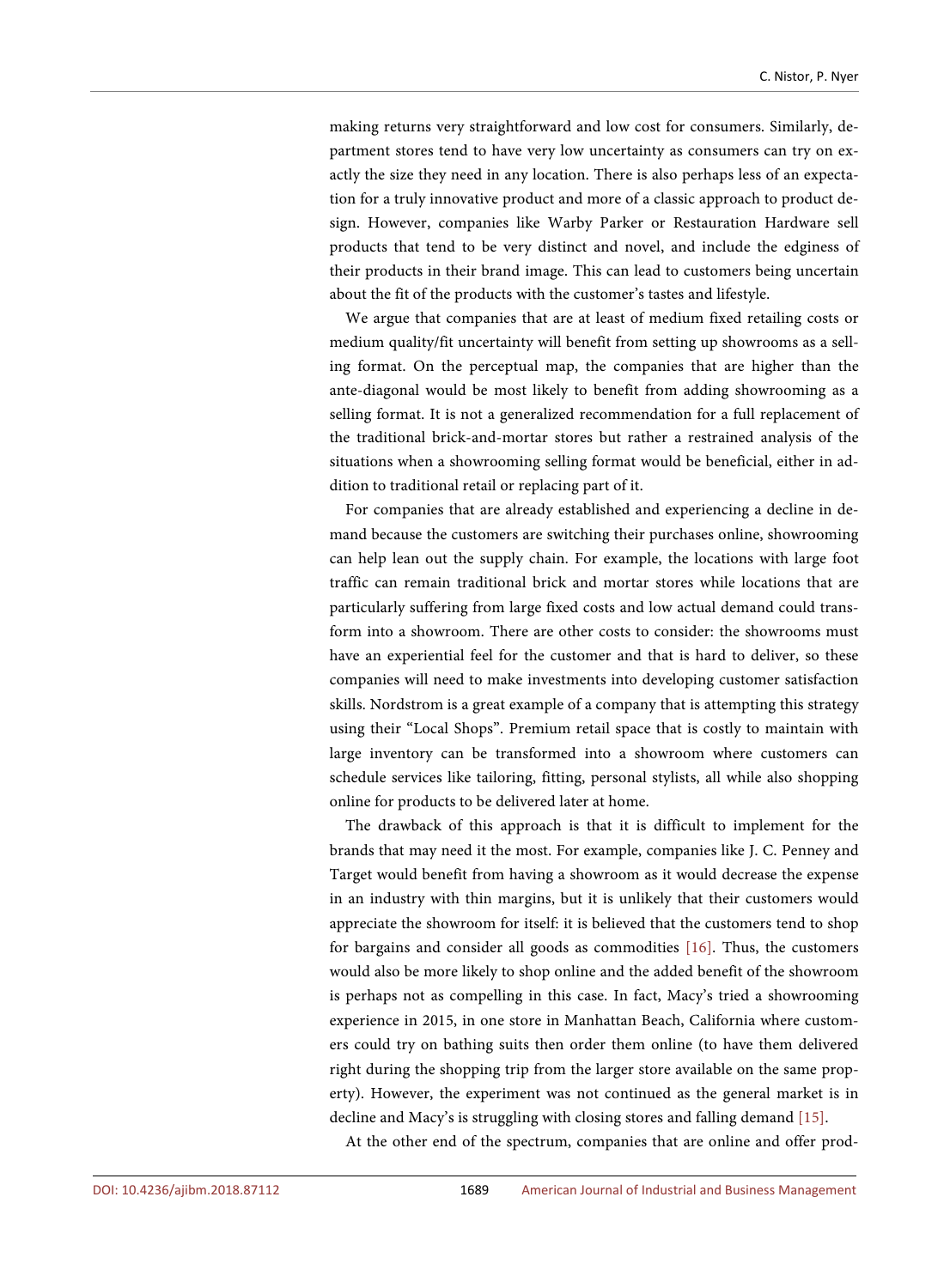making returns very straightforward and low cost for consumers. Similarly, department stores tend to have very low uncertainty as consumers can try on exactly the size they need in any location. There is also perhaps less of an expectation for a truly innovative product and more of a classic approach to product design. However, companies like Warby Parker or Restauration Hardware sell products that tend to be very distinct and novel, and include the edginess of their products in their brand image. This can lead to customers being uncertain about the fit of the products with the customer's tastes and lifestyle.

We argue that companies that are at least of medium fixed retailing costs or medium quality/fit uncertainty will benefit from setting up showrooms as a selling format. On the perceptual map, the companies that are higher than the ante-diagonal would be most likely to benefit from adding showrooming as a selling format. It is not a generalized recommendation for a full replacement of the traditional brick-and-mortar stores but rather a restrained analysis of the situations when a showrooming selling format would be beneficial, either in addition to traditional retail or replacing part of it.

For companies that are already established and experiencing a decline in demand because the customers are switching their purchases online, showrooming can help lean out the supply chain. For example, the locations with large foot traffic can remain traditional brick and mortar stores while locations that are particularly suffering from large fixed costs and low actual demand could transform into a showroom. There are other costs to consider: the showrooms must have an experiential feel for the customer and that is hard to deliver, so these companies will need to make investments into developing customer satisfaction skills. Nordstrom is a great example of a company that is attempting this strategy using their "Local Shops". Premium retail space that is costly to maintain with large inventory can be transformed into a showroom where customers can schedule services like tailoring, fitting, personal stylists, all while also shopping online for products to be delivered later at home.

The drawback of this approach is that it is difficult to implement for the brands that may need it the most. For example, companies like J. C. Penney and Target would benefit from having a showroom as it would decrease the expense in an industry with thin margins, but it is unlikely that their customers would appreciate the showroom for itself: it is believed that the customers tend to shop for bargains and consider all goods as commodities [16]. Thus, the customers would also be more likely to shop online and the added benefit of the showroom is perhaps not as compelling in this case. In fact, Macy's tried a showrooming experience in 2015, in one store in Manhattan Beach, California where customers could try on bathing suits then order them online (to have them delivered right during the shopping trip from the larger store available on the same property). However, the experiment was not continued as the general market is in decline and Macy's is struggling with closing stores and falling demand [15].

At the other end of the spectrum, companies that are online and offer prod-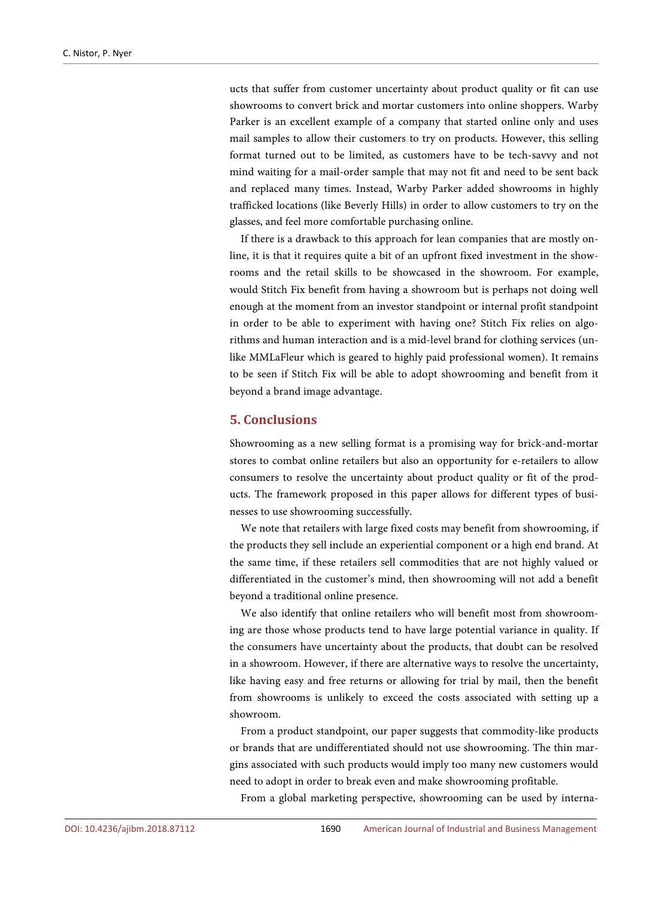ucts that suffer from customer uncertainty about product quality or fit can use showrooms to convert brick and mortar customers into online shoppers. Warby Parker is an excellent example of a company that started online only and uses mail samples to allow their customers to try on products. However, this selling format turned out to be limited, as customers have to be tech-savvy and not mind waiting for a mail-order sample that may not fit and need to be sent back and replaced many times. Instead, Warby Parker added showrooms in highly trafficked locations (like Beverly Hills) in order to allow customers to try on the glasses, and feel more comfortable purchasing online.

If there is a drawback to this approach for lean companies that are mostly online, it is that it requires quite a bit of an upfront fixed investment in the showrooms and the retail skills to be showcased in the showroom. For example, would Stitch Fix benefit from having a showroom but is perhaps not doing well enough at the moment from an investor standpoint or internal profit standpoint in order to be able to experiment with having one? Stitch Fix relies on algorithms and human interaction and is a mid-level brand for clothing services (unlike MMLaFleur which is geared to highly paid professional women). It remains to be seen if Stitch Fix will be able to adopt showrooming and benefit from it beyond a brand image advantage.

## 5. Conclusions

Showrooming as a new selling format is a promising way for brick-and-mortar stores to combat online retailers but also an opportunity for e-retailers to allow consumers to resolve the uncertainty about product quality or fit of the products. The framework proposed in this paper allows for different types of businesses to use showrooming successfully.

We note that retailers with large fixed costs may benefit from showrooming, if the products they sell include an experiential component or a high end brand. At the same time, if these retailers sell commodities that are not highly valued or differentiated in the customer's mind, then showrooming will not add a benefit beyond a traditional online presence.

We also identify that online retailers who will benefit most from showrooming are those whose products tend to have large potential variance in quality. If the consumers have uncertainty about the products, that doubt can be resolved in a showroom. However, if there are alternative ways to resolve the uncertainty, like having easy and free returns or allowing for trial by mail, then the benefit from showrooms is unlikely to exceed the costs associated with setting up a showroom.

From a product standpoint, our paper suggests that commodity-like products or brands that are undifferentiated should not use showrooming. The thin margins associated with such products would imply too many new customers would need to adopt in order to break even and make showrooming profitable.

From a global marketing perspective, showrooming can be used by interna-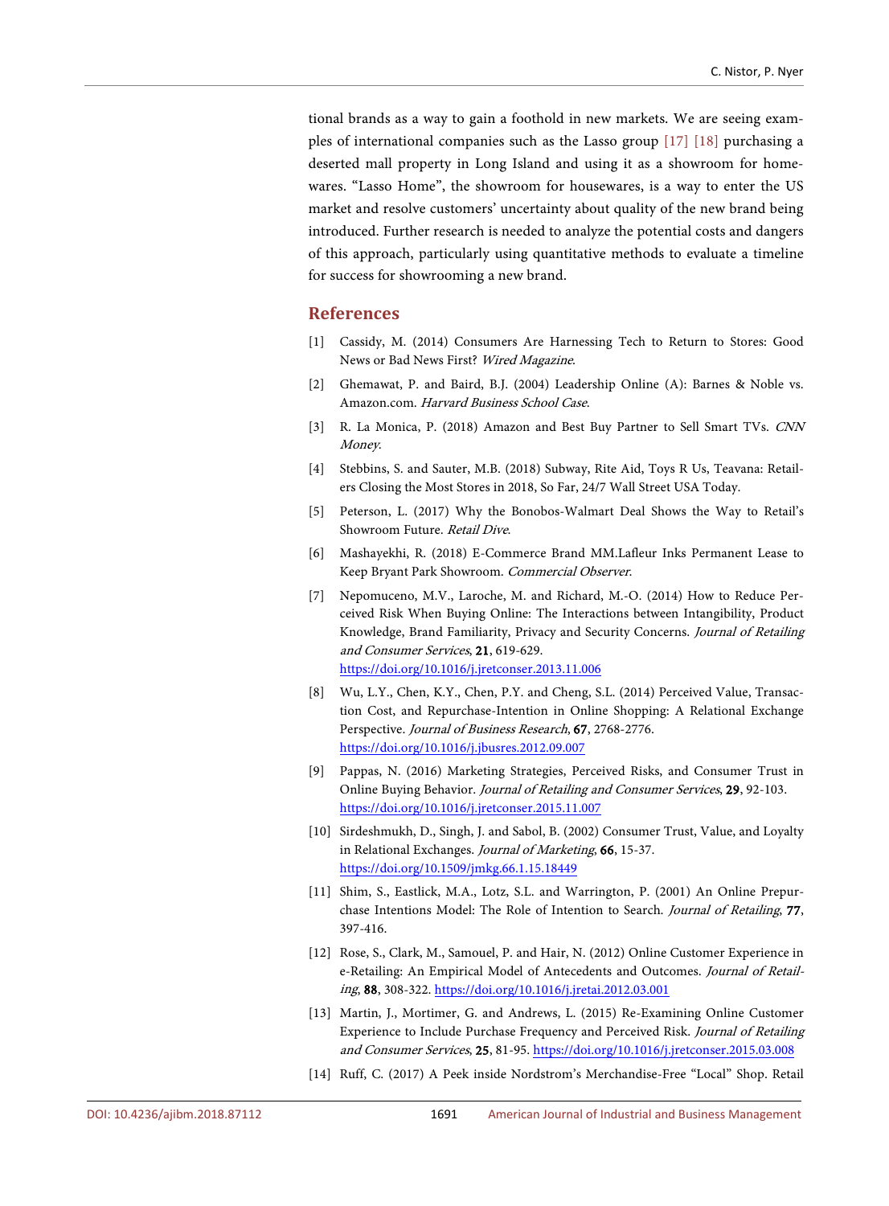tional brands as a way to gain a foothold in new markets. We are seeing examples of international companies such as the Lasso group [17] [18] purchasing a deserted mall property in Long Island and using it as a showroom for homewares. "Lasso Home", the showroom for housewares, is a way to enter the US market and resolve customers' uncertainty about quality of the new brand being introduced. Further research is needed to analyze the potential costs and dangers of this approach, particularly using quantitative methods to evaluate a timeline for success for showrooming a new brand.

## References

[1] Cassidy, M. (2014) Consumers Are Harnessing Tech to Return to Stores: Good News or Bad News First? *Wired Magazine*.

[2] Ghemawat, P. and Baird, B.J. (2004) Leadership Online (A): Barnes & Noble vs. Amazon.com. *Harvard Business School Case*.

[3] R. La Monica, P. (2018) Amazon and Best Buy Partner to Sell Smart TVs. *CNN Money*.

[4] Stebbins, S. and Sauter, M.B. (2018) Subway, Rite Aid, Toys R Us, Teavana: Retailers Closing the Most Stores in 2018, So Far, 24/7 Wall Street USA Today.

[5] Peterson, L. (2017) Why the Bonobos-Walmart Deal Shows the Way to Retail's Showroom Future. *Retail Dive*.

[6] Mashayekhi, R. (2018) E-Commerce Brand MM.Lafleur Inks Permanent Lease to Keep Bryant Park Showroom. *Commercial Observer*.

[7] Nepomuceno, M.V., Laroche, M. and Richard, M.-O. (2014) How to Reduce Perceived Risk When Buying Online: The Interactions between Intangibility, Product Knowledge, Brand Familiarity, Privacy and Security Concerns. *Journal of Retailing and Consumer Services*, **21**, 619-629. https://doi.org/10.1016/j.jretconser.2013.11.006

[8] Wu, L.Y., Chen, K.Y., Chen, P.Y. and Cheng, S.L. (2014) Perceived Value, Transaction Cost, and Repurchase-Intention in Online Shopping: A Relational Exchange Perspective. *Journal of Business Research*, **67**, 2768-2776. https://doi.org/10.1016/j.jbusres.2012.09.007

[9] Pappas, N. (2016) Marketing Strategies, Perceived Risks, and Consumer Trust in Online Buying Behavior. *Journal of Retailing and Consumer Services*, **29**, 92-103. https://doi.org/10.1016/j.jretconser.2015.11.007

[10] Sirdeshmukh, D., Singh, J. and Sabol, B. (2002) Consumer Trust, Value, and Loyalty in Relational Exchanges. *Journal of Marketing*, **66**, 15-37. https://doi.org/10.1509/jmkg.66.1.15.18449

[11] Shim, S., Eastlick, M.A., Lotz, S.L. and Warrington, P. (2001) An Online Prepurchase Intentions Model: The Role of Intention to Search. *Journal of Retailing*, **77**, 397-416.

[12] Rose, S., Clark, M., Samouel, P. and Hair, N. (2012) Online Customer Experience in e-Retailing: An Empirical Model of Antecedents and Outcomes. *Journal of Retailing*, **88**, 308-322. https://doi.org/10.1016/j.jretai.2012.03.001

[13] Martin, J., Mortimer, G. and Andrews, L. (2015) Re-Examining Online Customer Experience to Include Purchase Frequency and Perceived Risk. *Journal of Retailing and Consumer Services*, **25**, 81-95. https://doi.org/10.1016/j.jretconser.2015.03.008

[14] Ruff, C. (2017) A Peek inside Nordstrom's Merchandise-Free "Local" Shop. Retail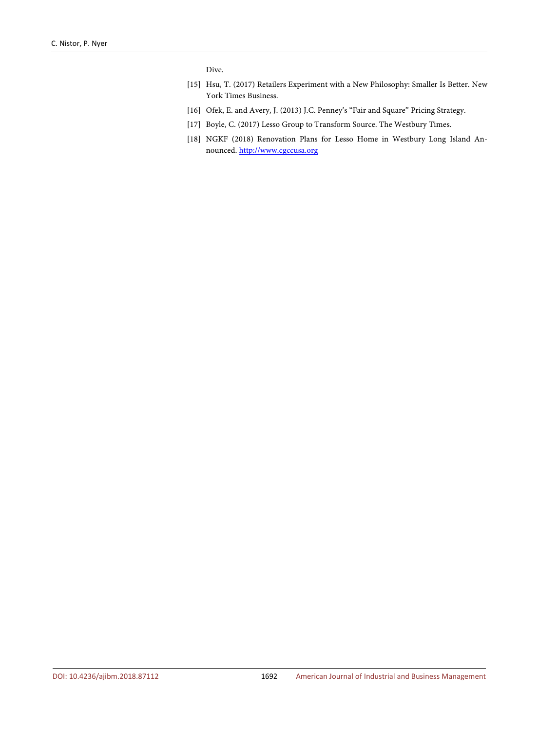Dive.

[15] Hsu, T. (2017) Retailers Experiment with a New Philosophy: Smaller Is Better. New York Times Business.

[16] Ofek, E. and Avery, J. (2013) J.C. Penney's "Fair and Square" Pricing Strategy.

[17] Boyle, C. (2017) Lesso Group to Transform Source. The Westbury Times.

[18] NGKF (2018) Renovation Plans for Lesso Home in Westbury Long Island Announced. http://www.cgccusa.org